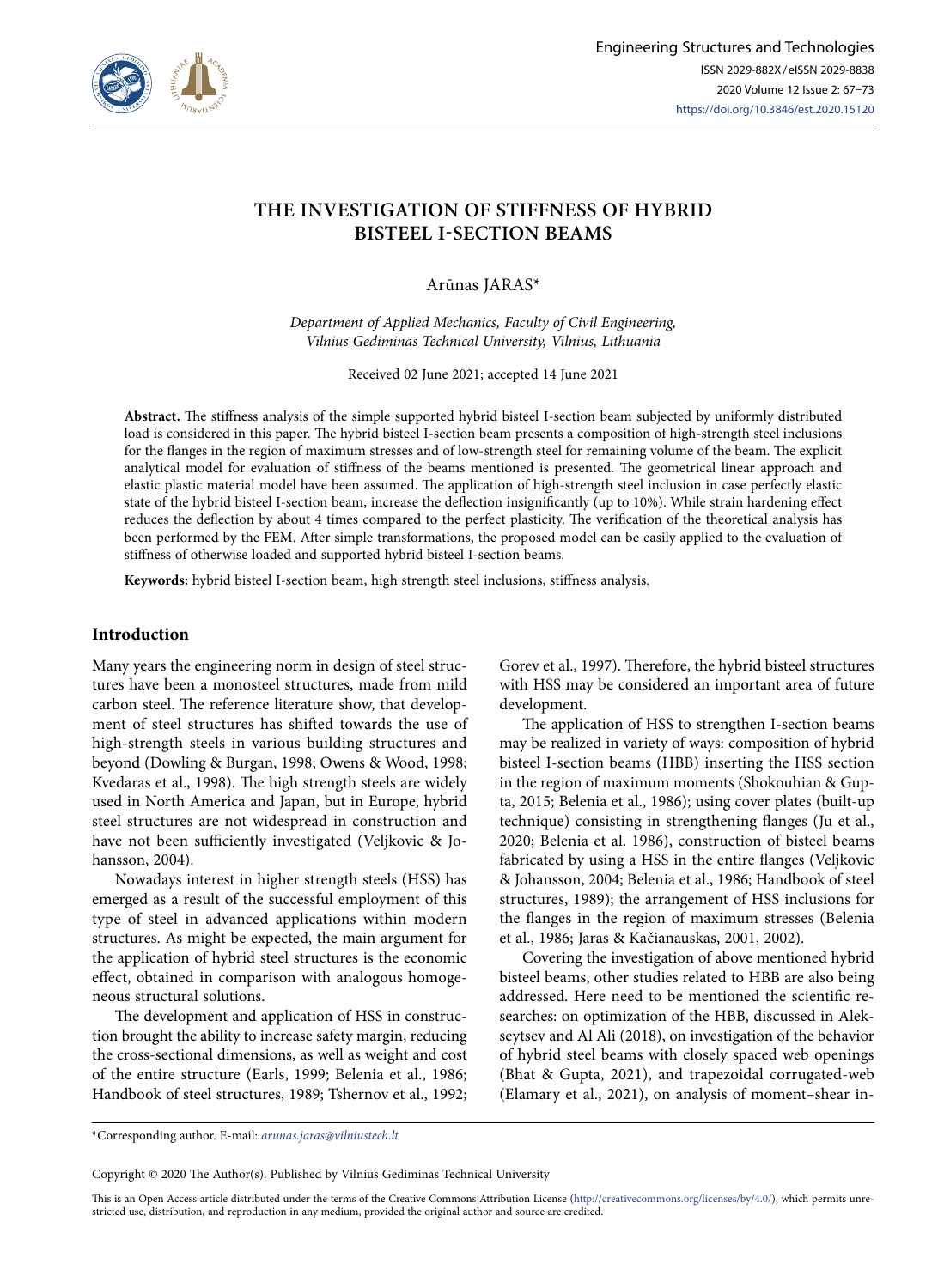# THE INVESTIGATION OF STIFFNESS OF HYBRID BISTEEL I-SECTION BEAMS

Arūnas JARAS*

*Department of Applied Mechanics, Faculty of Civil Engineering, Vilnius Gediminas Technical University, Vilnius, Lithuania*

Received 02 June 2021; accepted 14 June 2021

**Abstract.** The stiffness analysis of the simple supported hybrid bisteel I-section beam subjected by uniformly distributed load is considered in this paper. The hybrid bisteel I-section beam presents a composition of high-strength steel inclusions for the flanges in the region of maximum stresses and of low-strength steel for remaining volume of the beam. The explicit analytical model for evaluation of stiffness of the beams mentioned is presented. The geometrical linear approach and elastic plastic material model have been assumed. The application of high-strength steel inclusion in case perfectly elastic state of the hybrid bisteel I-section beam, increase the deflection insignificantly (up to 10%). While strain hardening effect reduces the deflection by about 4 times compared to the perfect plasticity. The verification of the theoretical analysis has been performed by the FEM. After simple transformations, the proposed model can be easily applied to the evaluation of stiffness of otherwise loaded and supported hybrid bisteel I-section beams.

**Keywords:** hybrid bisteel I-section beam, high strength steel inclusions, stiffness analysis.

## Introduction

Many years the engineering norm in design of steel structures have been a monosteel structures, made from mild carbon steel. The reference literature show, that development of steel structures has shifted towards the use of high-strength steels in various building structures and beyond (Dowling & Burgan, 1998; Owens & Wood, 1998; Kvedaras et al., 1998). The high strength steels are widely used in North America and Japan, but in Europe, hybrid steel structures are not widespread in construction and have not been sufficiently investigated (Veljkovic & Johansson, 2004).

Nowadays interest in higher strength steels (HSS) has emerged as a result of the successful employment of this type of steel in advanced applications within modern structures. As might be expected, the main argument for the application of hybrid steel structures is the economic effect, obtained in comparison with analogous homogeneous structural solutions.

The development and application of HSS in construction brought the ability to increase safety margin, reducing the cross-sectional dimensions, as well as weight and cost of the entire structure (Earls, 1999; Belenia et al., 1986; Handbook of steel structures, 1989; Tshernov et al., 1992; Gorev et al., 1997). Therefore, the hybrid bisteel structures with HSS may be considered an important area of future development.

The application of HSS to strengthen I-section beams may be realized in variety of ways: composition of hybrid bisteel I-section beams (HBB) inserting the HSS section in the region of maximum moments (Shokouhian & Gupta, 2015; Belenia et al., 1986); using cover plates (built-up technique) consisting in strengthening flanges (Ju et al., 2020; Belenia et al. 1986), construction of bisteel beams fabricated by using a HSS in the entire flanges (Veljkovic & Johansson, 2004; Belenia et al., 1986; Handbook of steel structures, 1989); the arrangement of HSS inclusions for the flanges in the region of maximum stresses (Belenia et al., 1986; Jaras & Kačianauskas, 2001, 2002).

Covering the investigation of above mentioned hybrid bisteel beams, other studies related to HBB are also being addressed. Here need to be mentioned the scientific researches: on optimization of the HBB, discussed in Alekseytsev and Al Ali (2018), on investigation of the behavior of hybrid steel beams with closely spaced web openings (Bhat & Gupta, 2021), and trapezoidal corrugated-web (Elamary et al., 2021), on analysis of moment–shear in-

*Corresponding author. E-mail: *arunas.jaras@vilniustech.lt*

Copyright © 2020 The Author(s). Published by Vilnius Gediminas Technical University

This is an Open Access article distributed under the terms of the Creative Commons Attribution License (http://creativecommons.org/licenses/by/4.0/), which permits unrestricted use, distribution, and reproduction in any medium, provided the original author and source are credited.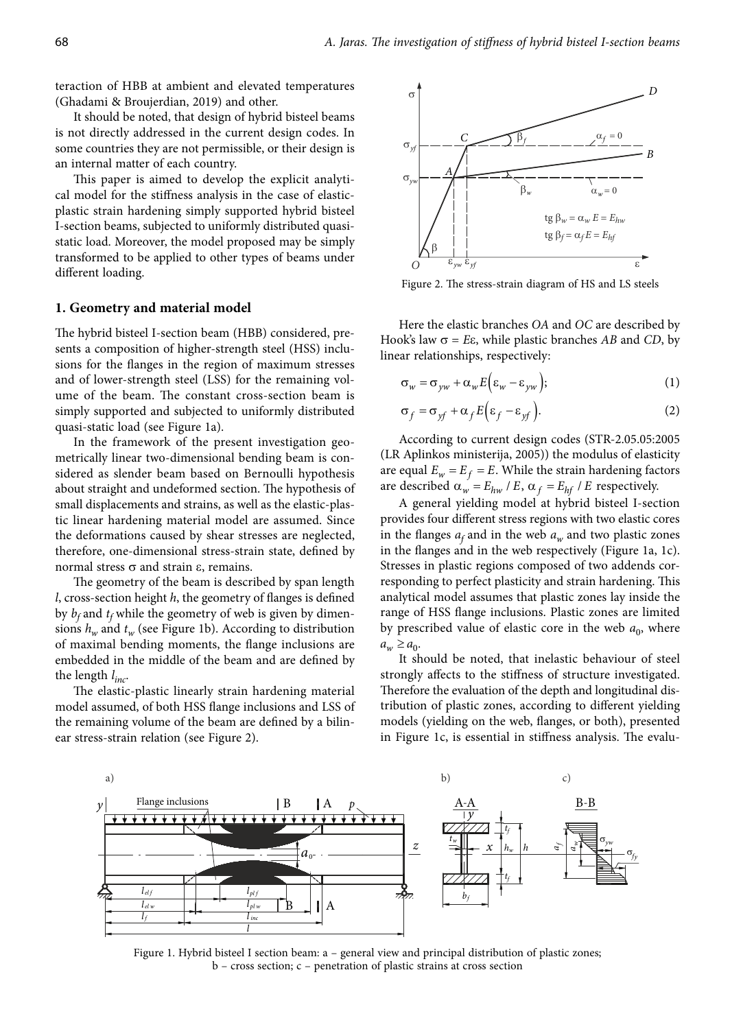teraction of HBB at ambient and elevated temperatures (Ghadami & Broujerdian, 2019) and other.

It should be noted, that design of hybrid bisteel beams is not directly addressed in the current design codes. In some countries they are not permissible, or their design is an internal matter of each country.

This paper is aimed to develop the explicit analytical model for the stiffness analysis in the case of elastic-plastic strain hardening simply supported hybrid bisteel I-section beams, subjected to uniformly distributed quasi-static load. Moreover, the model proposed may be simply transformed to be applied to other types of beams under different loading.

## 1. Geometry and material model

The hybrid bisteel I-section beam (HBB) considered, presents a composition of higher-strength steel (HSS) inclusions for the flanges in the region of maximum stresses and of lower-strength steel (LSS) for the remaining volume of the beam. The constant cross-section beam is simply supported and subjected to uniformly distributed quasi-static load (see Figure 1a).

In the framework of the present investigation geometrically linear two-dimensional bending beam is considered as slender beam based on Bernoulli hypothesis about straight and undeformed section. The hypothesis of small displacements and strains, as well as the elastic-plastic linear hardening material model are assumed. Since the deformations caused by shear stresses are neglected, therefore, one-dimensional stress-strain state, defined by normal stress σ and strain ε, remains.

The geometry of the beam is described by span length $l$, cross-section height $h$, the geometry of flanges is defined by $b_f$ and $t_f$ while the geometry of web is given by dimensions $h_w$ and $t_w$ (see Figure 1b). According to distribution of maximal bending moments, the flange inclusions are embedded in the middle of the beam and are defined by the length $l_{inc}$.

The elastic-plastic linearly strain hardening material model assumed, of both HSS flange inclusions and LSS of the remaining volume of the beam are defined by a bilinear stress-strain relation (see Figure 2).

Figure 2. The stress-strain diagram of HS and LS steels

Here the elastic branches $OA$ and $OC$ are described by Hook's law $\sigma = E\varepsilon$, while plastic branches $AB$ and $CD$, by linear relationships, respectively:

$$\sigma_w = \sigma_{yw} + \alpha_w E\left(\varepsilon_w - \varepsilon_{yw}\right); \tag{1}$$

$$\sigma_f = \sigma_{yf} + \alpha_f E\left(\varepsilon_f - \varepsilon_{yf}\right). \tag{2}$$

According to current design codes (STR-2.05.05:2005 (LR Aplinkos ministerija, 2005)) the modulus of elasticity are equal $E_w = E_f = E$. While the strain hardening factors are described $\alpha_w = E_{hw} / E$, $\alpha_f = E_{hf} / E$ respectively.

A general yielding model at hybrid bisteel I-section provides four different stress regions with two elastic cores in the flanges $a_f$ and in the web $a_w$ and two plastic zones in the flanges and in the web respectively (Figure 1a, 1c). Stresses in plastic regions composed of two addends corresponding to perfect plasticity and strain hardening. This analytical model assumes that plastic zones lay inside the range of HSS flange inclusions. Plastic zones are limited by prescribed value of elastic core in the web $a_0$, where $a_w \geq a_0$.

It should be noted, that inelastic behaviour of steel strongly affects to the stiffness of structure investigated. Therefore the evaluation of the depth and longitudinal distribution of plastic zones, according to different yielding models (yielding on the web, flanges, or both), presented in Figure 1c, is essential in stiffness analysis. The evalu-

Figure 1. Hybrid bisteel I section beam: a – general view and principal distribution of plastic zones; b – cross section; c – penetration of plastic strains at cross section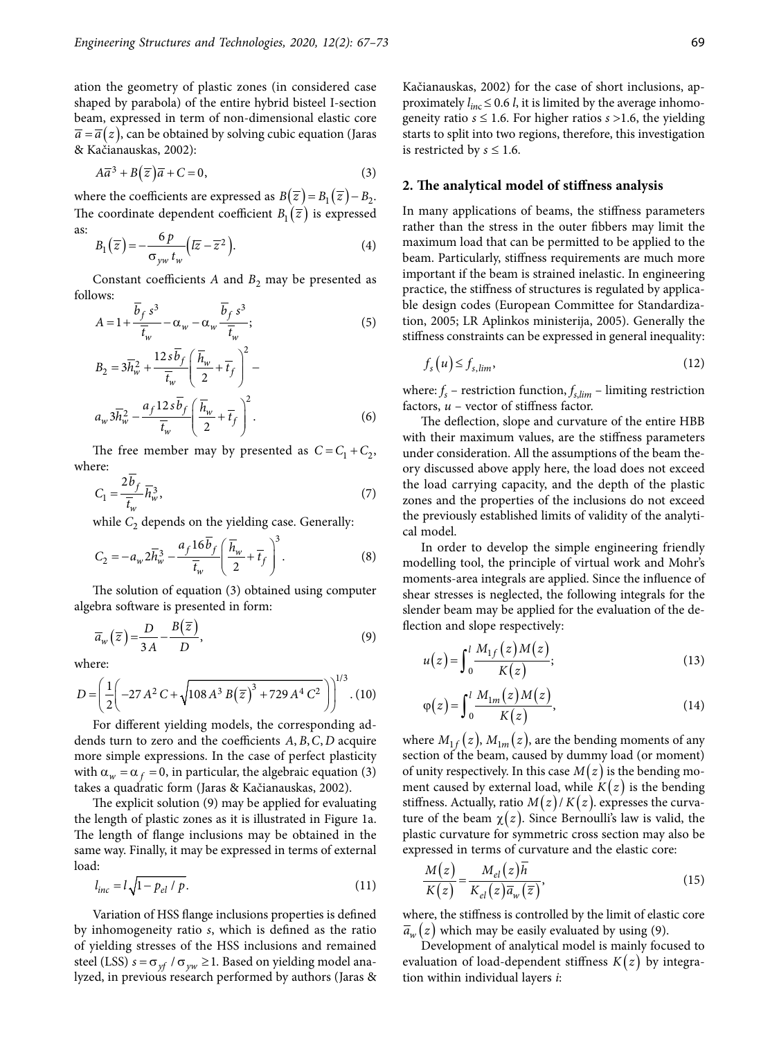ation the geometry of plastic zones (in considered case shaped by parabola) of the entire hybrid bisteel I-section beam, expressed in term of non-dimensional elastic core $\overline{a} = \overline{a}(z)$, can be obtained by solving cubic equation (Jaras & Kačianauskas, 2002):

$$A\overline{a}^3 + B(\overline{z})\overline{a} + C = 0, \tag{3}$$

where the coefficients are expressed as $B(\overline{z}) = B_1(\overline{z}) - B_2$. The coordinate dependent coefficient $B_1(\overline{z})$ is expressed as:

$$B_1(\overline{z}) = -\frac{6p}{\sigma_{yw} t_w}\left(l\overline{z} - \overline{z}^2\right). \tag{4}$$

Constant coefficients $A$ and $B_2$ may be presented as follows:

$$A = 1 + \frac{\overline{b}_f s^3}{\overline{t}_w} - \alpha_w - \alpha_w \frac{\overline{b}_f s^3}{\overline{t}_w}; \tag{5}$$

$$B_2 = 3\overline{h}_w^2 + \frac{12 s \overline{b}_f}{\overline{t}_w}\left(\frac{\overline{h}_w}{2} + \overline{t}_f\right)^2 - a_w 3\overline{h}_w^2 - \frac{a_f 12 s \overline{b}_f}{\overline{t}_w}\left(\frac{\overline{h}_w}{2} + \overline{t}_f\right)^2. \tag{6}$$

The free member may by presented as $C = C_1 + C_2$, where:

$$C_1 = \frac{2\overline{b}_f}{\overline{t}_w}\overline{h}_w^3, \tag{7}$$

while $C_2$ depends on the yielding case. Generally:

$$C_2 = -a_w 2\overline{h}_w^3 - \frac{a_f 16\overline{b}_f}{\overline{t}_w}\left(\frac{\overline{h}_w}{2} + \overline{t}_f\right)^3. \tag{8}$$

The solution of equation (3) obtained using computer algebra software is presented in form:

$$\overline{a}_w(\overline{z}) = \frac{D}{3A} - \frac{B(\overline{z})}{D}, \tag{9}$$

where:

$$D = \left(\frac{1}{2}\left(-27A^2C + \sqrt{108A^3B(\overline{z})^3 + 729A^4C^2}\right)\right)^{1/3}. \tag{10}$$

For different yielding models, the corresponding addends turn to zero and the coefficients $A, B, C, D$ acquire more simple expressions. In the case of perfect plasticity with $\alpha_w = \alpha_f = 0$, in particular, the algebraic equation (3) takes a quadratic form (Jaras & Kačianauskas, 2002).

The explicit solution (9) may be applied for evaluating the length of plastic zones as it is illustrated in Figure 1a. The length of flange inclusions may be obtained in the same way. Finally, it may be expressed in terms of external load:

$$l_{inc} = l\sqrt{1 - p_{el}/p}. \tag{11}$$

Variation of HSS flange inclusions properties is defined by inhomogeneity ratio $s$, which is defined as the ratio of yielding stresses of the HSS inclusions and remained steel (LSS) $s = \sigma_{yf}/\sigma_{yw} \geq 1$. Based on yielding model analyzed, in previous research performed by authors (Jaras & Kačianauskas, 2002) for the case of short inclusions, approximately $l_{inc} \leq 0.6\,l$, it is limited by the average inhomogeneity ratio $s \leq 1.6$. For higher ratios $s > 1.6$, the yielding starts to split into two regions, therefore, this investigation is restricted by $s \leq 1.6$.

## 2. The analytical model of stiffness analysis

In many applications of beams, the stiffness parameters rather than the stress in the outer fibbers may limit the maximum load that can be permitted to be applied to the beam. Particularly, stiffness requirements are much more important if the beam is strained inelastic. In engineering practice, the stiffness of structures is regulated by applicable design codes (European Committee for Standardization, 2005; LR Aplinkos ministerija, 2005). Generally the stiffness constraints can be expressed in general inequality:

$$f_s(u) \leq f_{s,lim}, \tag{12}$$

where: $f_s$ – restriction function, $f_{s,lim}$ – limiting restriction factors, $u$ – vector of stiffness factor.

The deflection, slope and curvature of the entire HBB with their maximum values, are the stiffness parameters under consideration. All the assumptions of the beam theory discussed above apply here, the load does not exceed the load carrying capacity, and the depth of the plastic zones and the properties of the inclusions do not exceed the previously established limits of validity of the analytical model.

In order to develop the simple engineering friendly modelling tool, the principle of virtual work and Mohr's moments-area integrals are applied. Since the influence of shear stresses is neglected, the following integrals for the slender beam may be applied for the evaluation of the deflection and slope respectively:

$$u(z) = \int_0^l \frac{M_{1f}(z)M(z)}{K(z)}; \tag{13}$$

$$\varphi(z) = \int_0^l \frac{M_{1m}(z)M(z)}{K(z)}, \tag{14}$$

where $M_{1f}(z)$, $M_{1m}(z)$, are the bending moments of any section of the beam, caused by dummy load (or moment) of unity respectively. In this case $M(z)$ is the bending moment caused by external load, while $K(z)$ is the bending stiffness. Actually, ratio $M(z)/K(z)$. expresses the curvature of the beam $\chi(z)$. Since Bernoulli's law is valid, the plastic curvature for symmetric cross section may also be expressed in terms of curvature and the elastic core:

$$\frac{M(z)}{K(z)} = \frac{M_{el}(z)\overline{h}}{K_{el}(z)\overline{a}_w(\overline{z})}, \tag{15}$$

where, the stiffness is controlled by the limit of elastic core $\overline{a}_w(z)$ which may be easily evaluated by using (9).

Development of analytical model is mainly focused to evaluation of load-dependent stiffness $K(z)$ by integration within individual layers $i$: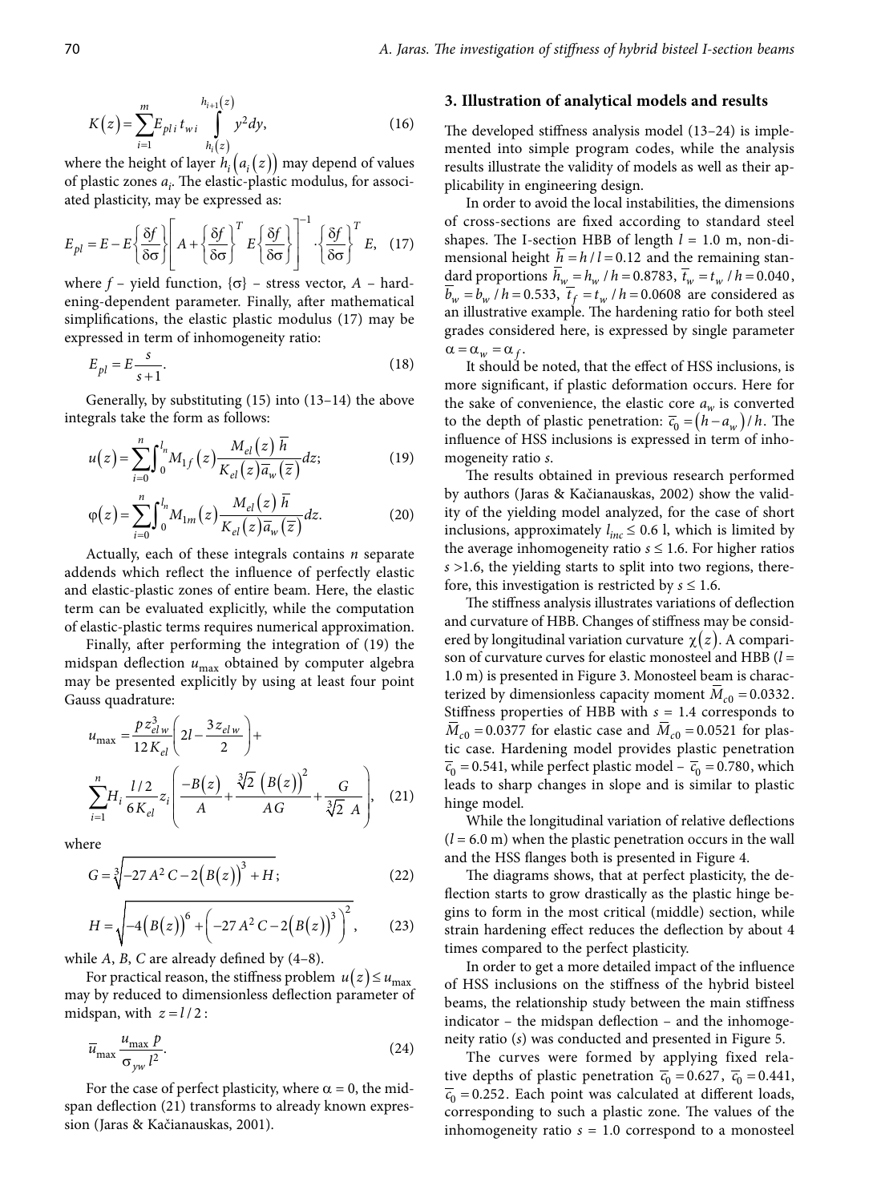$$K(z) = \sum_{i=1}^{m} E_{pl\,i}\, t_{w\,i} \int_{h_i(z)}^{h_{i+1}(z)} y^2 dy, \tag{16}$$

where the height of layer $h_i(a_i(z))$ may depend of values of plastic zones $a_i$. The elastic-plastic modulus, for associated plasticity, may be expressed as:

$$E_{pl} = E - E\left\{\frac{\delta f}{\delta \sigma}\right\}\left[A + \left\{\frac{\delta f}{\delta \sigma}\right\}^T E\left\{\frac{\delta f}{\delta \sigma}\right\}\right]^{-1} \cdot \left\{\frac{\delta f}{\delta \sigma}\right\}^T E, \tag{17}$$

where $f$ – yield function, $\{\sigma\}$ – stress vector, $A$ – hardening-dependent parameter. Finally, after mathematical simplifications, the elastic plastic modulus (17) may be expressed in term of inhomogeneity ratio:

$$E_{pl} = E\frac{s}{s+1}. \tag{18}$$

Generally, by substituting (15) into (13–14) the above integrals take the form as follows:

$$u(z) = \sum_{i=0}^{n} \int_0^{l_n} M_{1f}(z) \frac{M_{el}(z)\,\overline{h}}{K_{el}(z)\,\overline{a}_w(z)} dz; \tag{19}$$

$$\varphi(z) = \sum_{i=0}^{n} \int_0^{l_n} M_{1m}(z) \frac{M_{el}(z)\,\overline{h}}{K_{el}(z)\,\overline{a}_w(z)} dz. \tag{20}$$

Actually, each of these integrals contains $n$ separate addends which reflect the influence of perfectly elastic and elastic-plastic zones of entire beam. Here, the elastic term can be evaluated explicitly, while the computation of elastic-plastic terms requires numerical approximation.

Finally, after performing the integration of (19) the midspan deflection $u_{\max}$ obtained by computer algebra may be presented explicitly by using at least four point Gauss quadrature:

$$u_{\max} = \frac{p\, z_{el\,w}^3}{12\, K_{el}}\left(2l - \frac{3\, z_{el\,w}}{2}\right) + \sum_{i=1}^{n} H_i \frac{l/2}{6K_{el}} z_i \left(\frac{-B(z)}{A} + \frac{\sqrt[3]{2}\,\left(B(z)\right)^2}{AG} + \frac{G}{\sqrt[3]{2}\,A}\right), \tag{21}$$

where

$$G = \sqrt[3]{-27A^2C - 2\left(B(z)\right)^3 + H}; \tag{22}$$

$$H = \sqrt{-4\left(B(z)\right)^6 + \left(-27A^2C - 2\left(B(z)\right)^3\right)^2}, \tag{23}$$

while $A$, $B$, $C$ are already defined by (4–8).

For practical reason, the stiffness problem $u(z) \le u_{\max}$ may by reduced to dimensionless deflection parameter of midspan, with $z = l/2$:

$$\overline{u}_{\max} \frac{u_{\max}\, p}{\sigma_{yw}\, l^2}. \tag{24}$$

For the case of perfect plasticity, where $\alpha = 0$, the midspan deflection (21) transforms to already known expression (Jaras & Kačianauskas, 2001).

## 3. Illustration of analytical models and results

The developed stiffness analysis model (13–24) is implemented into simple program codes, while the analysis results illustrate the validity of models as well as their applicability in engineering design.

In order to avoid the local instabilities, the dimensions of cross-sections are fixed according to standard steel shapes. The I-section HBB of length $l = 1.0$ m, non-dimensional height $\overline{h} = h/l = 0.12$ and the remaining standard proportions $\overline{h}_w = h_w/h = 0.8783$, $\overline{t}_w = t_w/h = 0.040$, $\overline{b}_w = b_w/h = 0.533$, $\overline{t}_f = t_w/h = 0.0608$ are considered as an illustrative example. The hardening ratio for both steel grades considered here, is expressed by single parameter $\alpha = \alpha_w = \alpha_f$.

It should be noted, that the effect of HSS inclusions, is more significant, if plastic deformation occurs. Here for the sake of convenience, the elastic core $a_w$ is converted to the depth of plastic penetration: $\overline{c}_0 = (h - a_w)/h$. The influence of HSS inclusions is expressed in term of inhomogeneity ratio $s$.

The results obtained in previous research performed by authors (Jaras & Kačianauskas, 2002) show the validity of the yielding model analyzed, for the case of short inclusions, approximately $l_{inc} \le 0.6$ l, which is limited by the average inhomogeneity ratio $s \le 1.6$. For higher ratios $s > 1.6$, the yielding starts to split into two regions, therefore, this investigation is restricted by $s \le 1.6$.

The stiffness analysis illustrates variations of deflection and curvature of HBB. Changes of stiffness may be considered by longitudinal variation curvature $\chi(z)$. A comparison of curvature curves for elastic monosteel and HBB ($l$ = 1.0 m) is presented in Figure 3. Monosteel beam is characterized by dimensionless capacity moment $\overline{M}_{c0} = 0.0332$. Stiffness properties of HBB with $s$ = 1.4 corresponds to $\overline{M}_{c0} = 0.0377$ for elastic case and $\overline{M}_{c0} = 0.0521$ for plastic case. Hardening model provides plastic penetration $\overline{c}_0 = 0.541$, while perfect plastic model – $\overline{c}_0 = 0.780$, which leads to sharp changes in slope and is similar to plastic hinge model.

While the longitudinal variation of relative deflections ($l$ = 6.0 m) when the plastic penetration occurs in the wall and the HSS flanges both is presented in Figure 4.

The diagrams shows, that at perfect plasticity, the deflection starts to grow drastically as the plastic hinge begins to form in the most critical (middle) section, while strain hardening effect reduces the deflection by about 4 times compared to the perfect plasticity.

In order to get a more detailed impact of the influence of HSS inclusions on the stiffness of the hybrid bisteel beams, the relationship study between the main stiffness indicator – the midspan deflection – and the inhomogeneity ratio ($s$) was conducted and presented in Figure 5.

The curves were formed by applying fixed relative depths of plastic penetration $\overline{c}_0 = 0.627$, $\overline{c}_0 = 0.441$, $\overline{c}_0 = 0.252$. Each point was calculated at different loads, corresponding to such a plastic zone. The values of the inhomogeneity ratio $s$ = 1.0 correspond to a monosteel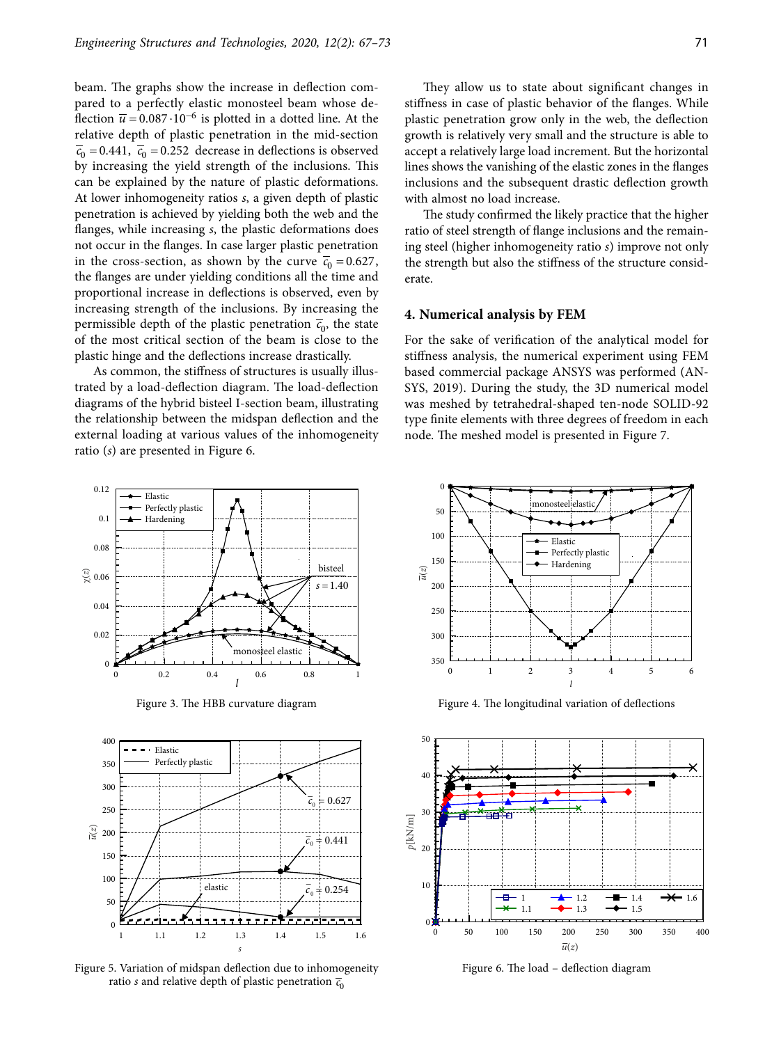beam. The graphs show the increase in deflection compared to a perfectly elastic monosteel beam whose deflection $\overline{u} = 0.087 \cdot 10^{-6}$ is plotted in a dotted line. At the relative depth of plastic penetration in the mid-section $\overline{c}_0 = 0.441$, $\overline{c}_0 = 0.252$ decrease in deflections is observed by increasing the yield strength of the inclusions. This can be explained by the nature of plastic deformations. At lower inhomogeneity ratios *s*, a given depth of plastic penetration is achieved by yielding both the web and the flanges, while increasing *s*, the plastic deformations does not occur in the flanges. In case larger plastic penetration in the cross-section, as shown by the curve $\overline{c}_0 = 0.627$, the flanges are under yielding conditions all the time and proportional increase in deflections is observed, even by increasing strength of the inclusions. By increasing the permissible depth of the plastic penetration $\overline{c}_0$, the state of the most critical section of the beam is close to the plastic hinge and the deflections increase drastically.

As common, the stiffness of structures is usually illustrated by a load-deflection diagram. The load-deflection diagrams of the hybrid bisteel I-section beam, illustrating the relationship between the midspan deflection and the external loading at various values of the inhomogeneity ratio (*s*) are presented in Figure 6.

They allow us to state about significant changes in stiffness in case of plastic behavior of the flanges. While plastic penetration grow only in the web, the deflection growth is relatively very small and the structure is able to accept a relatively large load increment. But the horizontal lines shows the vanishing of the elastic zones in the flanges inclusions and the subsequent drastic deflection growth with almost no load increase.

The study confirmed the likely practice that the higher ratio of steel strength of flange inclusions and the remaining steel (higher inhomogeneity ratio *s*) improve not only the strength but also the stiffness of the structure considerate.

## 4. Numerical analysis by FEM

For the sake of verification of the analytical model for stiffness analysis, the numerical experiment using FEM based commercial package ANSYS was performed (ANSYS, 2019). During the study, the 3D numerical model was meshed by tetrahedral-shaped ten-node SOLID-92 type finite elements with three degrees of freedom in each node. The meshed model is presented in Figure 7.

Figure 3. The HBB curvature diagram

Figure 4. The longitudinal variation of deflections

Figure 5. Variation of midspan deflection due to inhomogeneity ratio *s* and relative depth of plastic penetration $\overline{c}_0$

Figure 6. The load – deflection diagram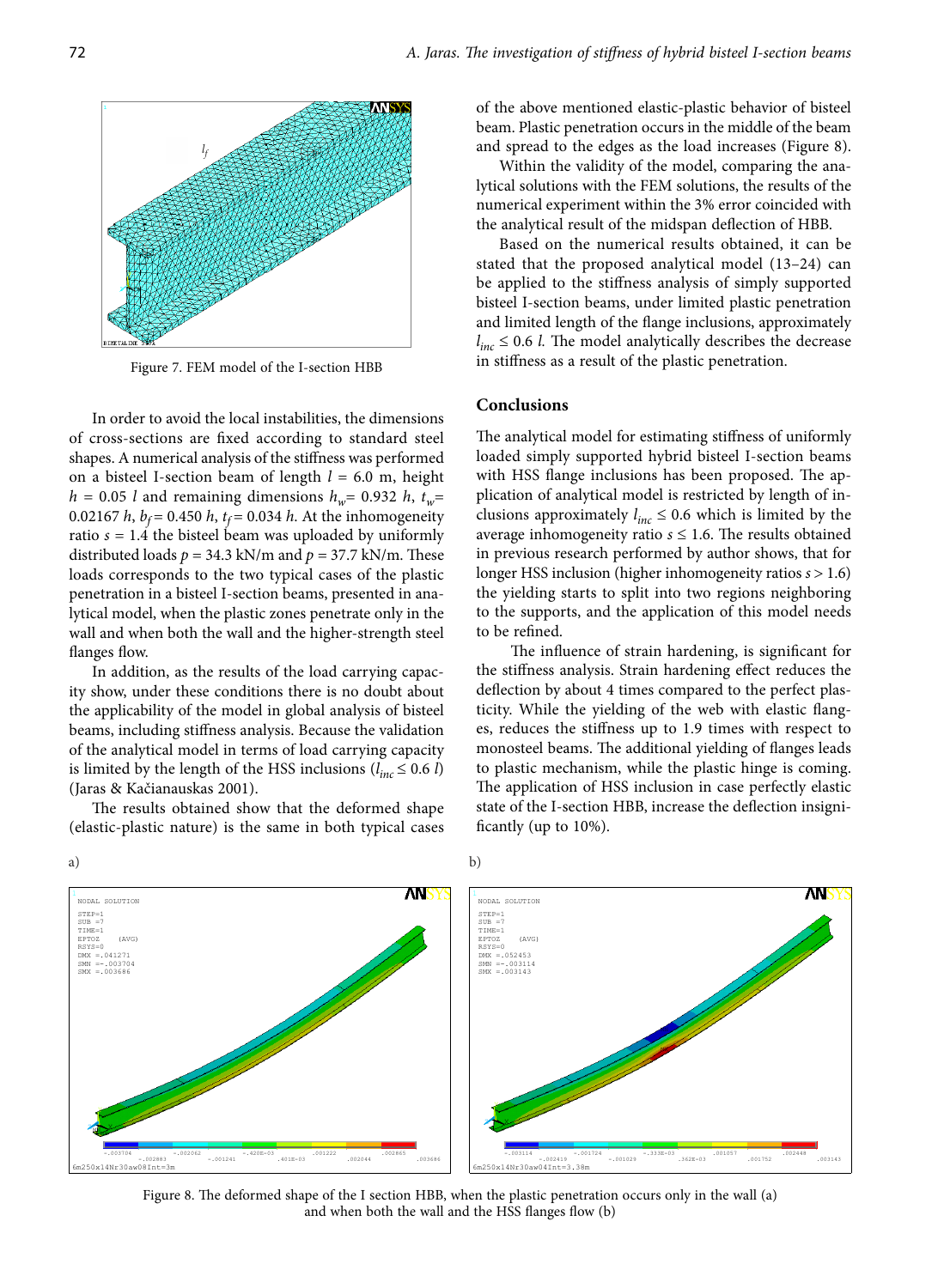Figure 7. FEM model of the I-section HBB

In order to avoid the local instabilities, the dimensions of cross-sections are fixed according to standard steel shapes. A numerical analysis of the stiffness was performed on a bisteel I-section beam of length $l$ = 6.0 m, height $h$ = 0.05 $l$ and remaining dimensions $h_w$= 0.932 $h$, $t_w$= 0.02167 $h$, $b_f$ = 0.450 $h$, $t_f$ = 0.034 $h$. At the inhomogeneity ratio $s$ = 1.4 the bisteel beam was uploaded by uniformly distributed loads $p$ = 34.3 kN/m and $p$ = 37.7 kN/m. These loads corresponds to the two typical cases of the plastic penetration in a bisteel I-section beams, presented in analytical model, when the plastic zones penetrate only in the wall and when both the wall and the higher-strength steel flanges flow.

In addition, as the results of the load carrying capacity show, under these conditions there is no doubt about the applicability of the model in global analysis of bisteel beams, including stiffness analysis. Because the validation of the analytical model in terms of load carrying capacity is limited by the length of the HSS inclusions ($l_{inc} \leq 0.6\ l$) (Jaras & Kačianauskas 2001).

The results obtained show that the deformed shape (elastic-plastic nature) is the same in both typical cases of the above mentioned elastic-plastic behavior of bisteel beam. Plastic penetration occurs in the middle of the beam and spread to the edges as the load increases (Figure 8).

Within the validity of the model, comparing the analytical solutions with the FEM solutions, the results of the numerical experiment within the 3% error coincided with the analytical result of the midspan deflection of HBB.

Based on the numerical results obtained, it can be stated that the proposed analytical model (13–24) can be applied to the stiffness analysis of simply supported bisteel I-section beams, under limited plastic penetration and limited length of the flange inclusions, approximately $l_{inc} \leq 0.6\ l$. The model analytically describes the decrease in stiffness as a result of the plastic penetration.

## Conclusions

The analytical model for estimating stiffness of uniformly loaded simply supported hybrid bisteel I-section beams with HSS flange inclusions has been proposed. The application of analytical model is restricted by length of inclusions approximately $l_{inc} \leq 0.6$ which is limited by the average inhomogeneity ratio $s \leq 1.6$. The results obtained in previous research performed by author shows, that for longer HSS inclusion (higher inhomogeneity ratios $s > 1.6$) the yielding starts to split into two regions neighboring to the supports, and the application of this model needs to be refined.

The influence of strain hardening, is significant for the stiffness analysis. Strain hardening effect reduces the deflection by about 4 times compared to the perfect plasticity. While the yielding of the web with elastic flanges, reduces the stiffness up to 1.9 times with respect to monosteel beams. The additional yielding of flanges leads to plastic mechanism, while the plastic hinge is coming. The application of HSS inclusion in case perfectly elastic state of the I-section HBB, increase the deflection insignificantly (up to 10%).

Figure 8. The deformed shape of the I section HBB, when the plastic penetration occurs only in the wall (a) and when both the wall and the HSS flanges flow (b)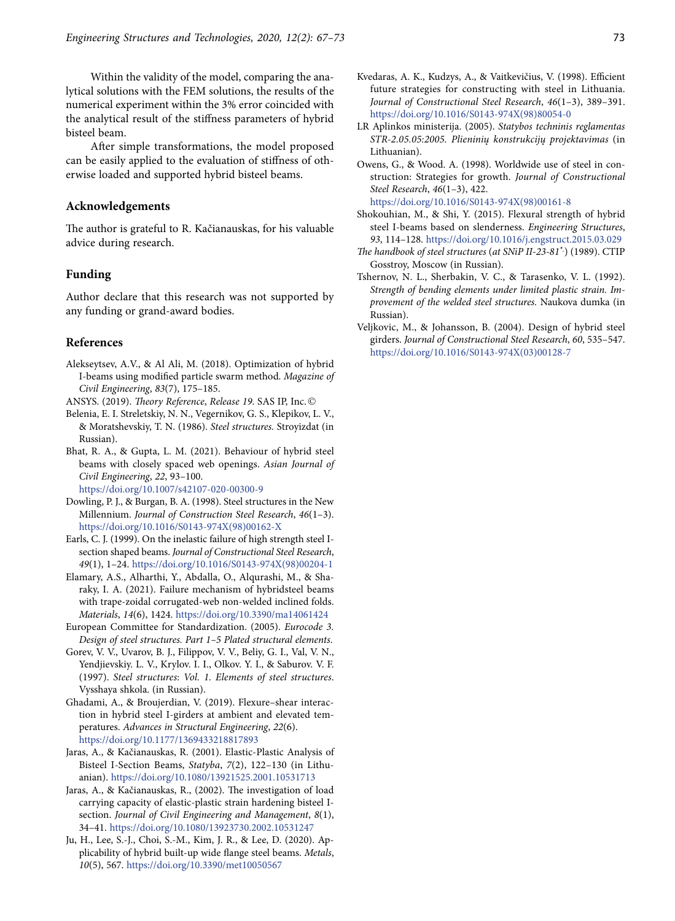Within the validity of the model, comparing the analytical solutions with the FEM solutions, the results of the numerical experiment within the 3% error coincided with the analytical result of the stiffness parameters of hybrid bisteel beam.

After simple transformations, the model proposed can be easily applied to the evaluation of stiffness of otherwise loaded and supported hybrid bisteel beams.

## Acknowledgements

The author is grateful to R. Kačianauskas, for his valuable advice during research.

## Funding

Author declare that this research was not supported by any funding or grand-award bodies.

## References

Alekseytsev, A.V., & Al Ali, M. (2018). Optimization of hybrid I-beams using modified particle swarm method. *Magazine of Civil Engineering*, *83*(7), 175–185.

ANSYS. (2019). *Theory Reference*, *Release 19*. SAS IP, Inc.©

Belenia, E. I. Streletskiy, N. N., Vegernikov, G. S., Klepikov, L. V., & Moratshevskiy, T. N. (1986). *Steel structures*. Stroyizdat (in Russian).

Bhat, R. A., & Gupta, L. M. (2021). Behaviour of hybrid steel beams with closely spaced web openings. *Asian Journal of Civil Engineering*, *22*, 93–100. https://doi.org/10.1007/s42107-020-00300-9

Dowling, P. J., & Burgan, B. A. (1998). Steel structures in the New Millennium. *Journal of Construction Steel Research*, *46*(1–3). https://doi.org/10.1016/S0143-974X(98)00162-X

Earls, C. J. (1999). On the inelastic failure of high strength steel I-section shaped beams. *Journal of Constructional Steel Research*, *49*(1), 1–24. https://doi.org/10.1016/S0143-974X(98)00204-1

Elamary, A.S., Alharthi, Y., Abdalla, O., Alqurashi, M., & Sharaky, I. A. (2021). Failure mechanism of hybridsteel beams with trape-zoidal corrugated-web non-welded inclined folds. *Materials*, *14*(6), 1424. https://doi.org/10.3390/ma14061424

European Committee for Standardization. (2005). *Eurocode 3. Design of steel structures. Part 1–5 Plated structural elements*.

Gorev, V. V., Uvarov, B. J., Filippov, V. V., Beliy, G. I., Val, V. N., Yendjievskiy. L. V., Krylov. I. I., Olkov. Y. I., & Saburov. V. F. (1997). *Steel structures*: *Vol. 1. Elements of steel structures*. Vysshaya shkola. (in Russian).

Ghadami, A., & Broujerdian, V. (2019). Flexure–shear interaction in hybrid steel I-girders at ambient and elevated temperatures. *Advances in Structural Engineering*, *22*(6). https://doi.org/10.1177/1369433218817893

Jaras, A., & Kačianauskas, R. (2001). Elastic-Plastic Analysis of Bisteel I-Section Beams, *Statyba*, *7*(2), 122–130 (in Lithuanian). https://doi.org/10.1080/13921525.2001.10531713

Jaras, A., & Kačianauskas, R., (2002). The investigation of load carrying capacity of elastic-plastic strain hardening bisteel I-section. *Journal of Civil Engineering and Management*, *8*(1), 34–41. https://doi.org/10.1080/13923730.2002.10531247

Ju, H., Lee, S.-J., Choi, S.-M., Kim, J. R., & Lee, D. (2020). Applicability of hybrid built-up wide flange steel beams. *Metals*, *10*(5), 567. https://doi.org/10.3390/met10050567

Kvedaras, A. K., Kudzys, A., & Vaitkevičius, V. (1998). Efficient future strategies for constructing with steel in Lithuania. *Journal of Constructional Steel Research*, *46*(1–3), 389–391. https://doi.org/10.1016/S0143-974X(98)80054-0

LR Aplinkos ministerija. (2005). *Statybos techninis reglamentas STR-2.05.05:2005. Plieninių konstrukcijų projektavimas* (in Lithuanian).

Owens, G., & Wood. A. (1998). Worldwide use of steel in construction: Strategies for growth. *Journal of Constructional Steel Research*, *46*(1–3), 422. https://doi.org/10.1016/S0143-974X(98)00161-8

Shokouhian, M., & Shi, Y. (2015). Flexural strength of hybrid steel I-beams based on slenderness. *Engineering Structures*, *93*, 114–128. https://doi.org/10.1016/j.engstruct.2015.03.029

*The handbook of steel structures* (*at SNiP II-23-81*$^{*}$) (1989). CTIP Gosstroy, Moscow (in Russian).

Tshernov, N. L., Sherbakin, V. C., & Tarasenko, V. L. (1992). *Strength of bending elements under limited plastic strain. Improvement of the welded steel structures*. Naukova dumka (in Russian).

Veljkovic, M., & Johansson, B. (2004). Design of hybrid steel girders. *Journal of Constructional Steel Research*, *60*, 535–547. https://doi.org/10.1016/S0143-974X(03)00128-7